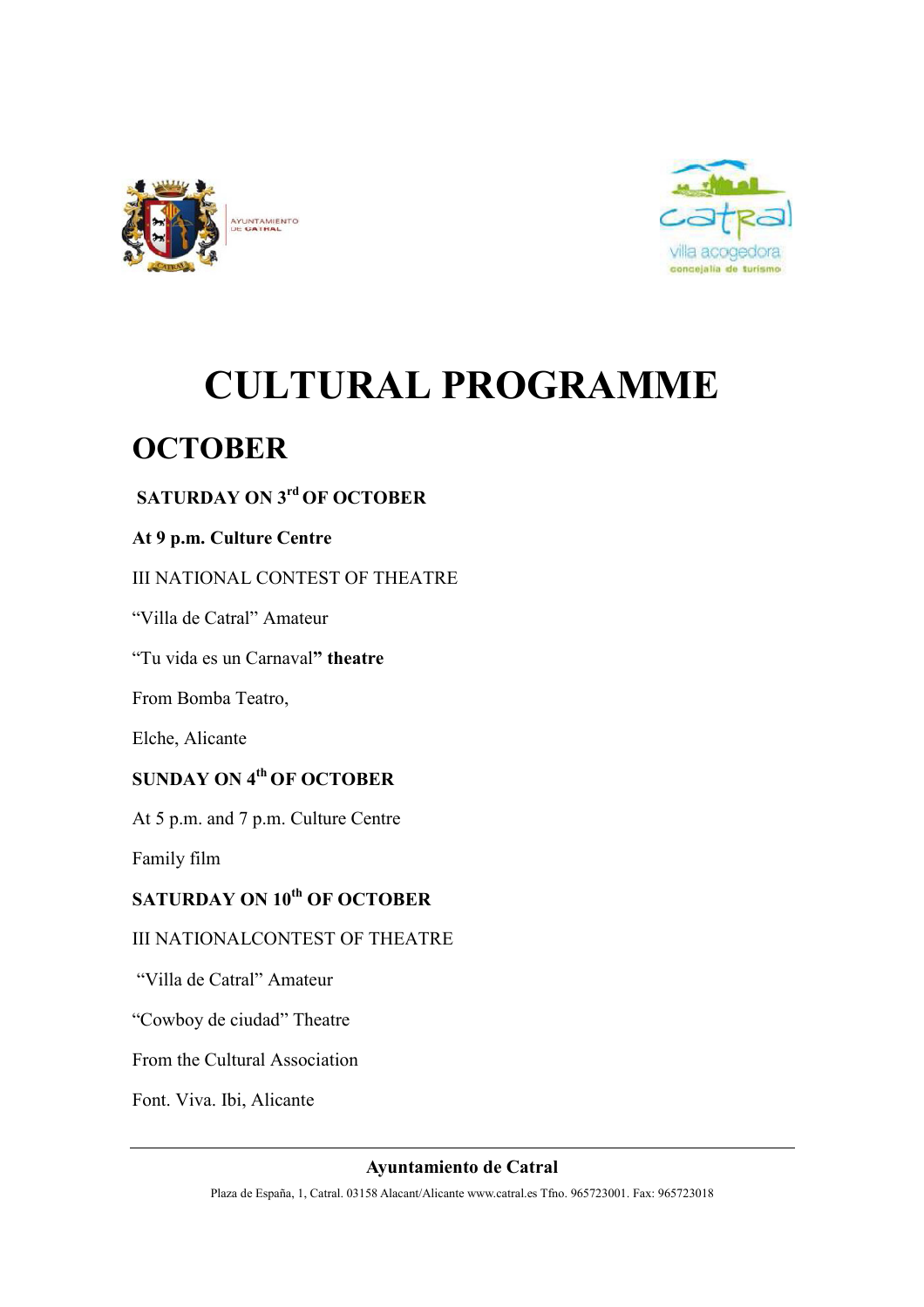# CULTURAL PROGRAMME

## OCTOBER

**SATURDAY ON 3rd OF OCTOBER**

**At 9 p.m. Culture Centre**

III NATIONAL CONTEST OF THEATRE

"Villa de Catral" Amateur

"Tu vida es un Carnaval**" theatre**

From Bomba Teatro,

Elche, Alicante

**SUNDAY ON 4th OF OCTOBER**

At 5 p.m. and 7 p.m. Culture Centre

Family film

**SATURDAY ON 10th OF OCTOBER**

III NATIONALCONTEST OF THEATRE

"Villa de Catral" Amateur

"Cowboy de ciudad" Theatre

From the Cultural Association

Font. Viva. Ibi, Alicante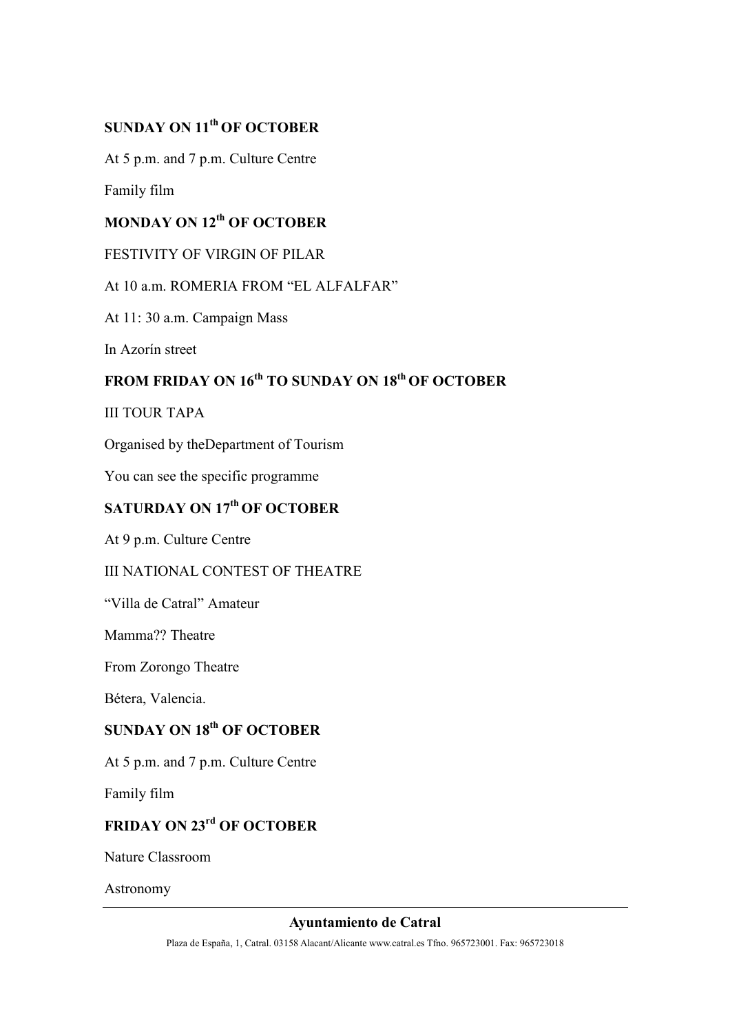**SUNDAY ON 11th OF OCTOBER**

At 5 p.m. and 7 p.m. Culture Centre

Family film

**MONDAY ON 12th OF OCTOBER**

FESTIVITY OF VIRGIN OF PILAR

At 10 a.m. ROMERIA FROM “EL ALFALFAR”

At 11: 30 a.m. Campaign Mass

In Azorín street

**FROM FRIDAY ON 16th TO SUNDAY ON 18th OF OCTOBER**

III TOUR TAPA

Organised by theDepartment of Tourism

You can see the specific programme

**SATURDAY ON 17th OF OCTOBER**

At 9 p.m. Culture Centre

III NATIONAL CONTEST OF THEATRE

“Villa de Catral” Amateur

Mamma?? Theatre

From Zorongo Theatre

Bétera, Valencia.

**SUNDAY ON 18th OF OCTOBER**

At 5 p.m. and 7 p.m. Culture Centre

Family film

**FRIDAY ON 23rd OF OCTOBER**

Nature Classroom

Astronomy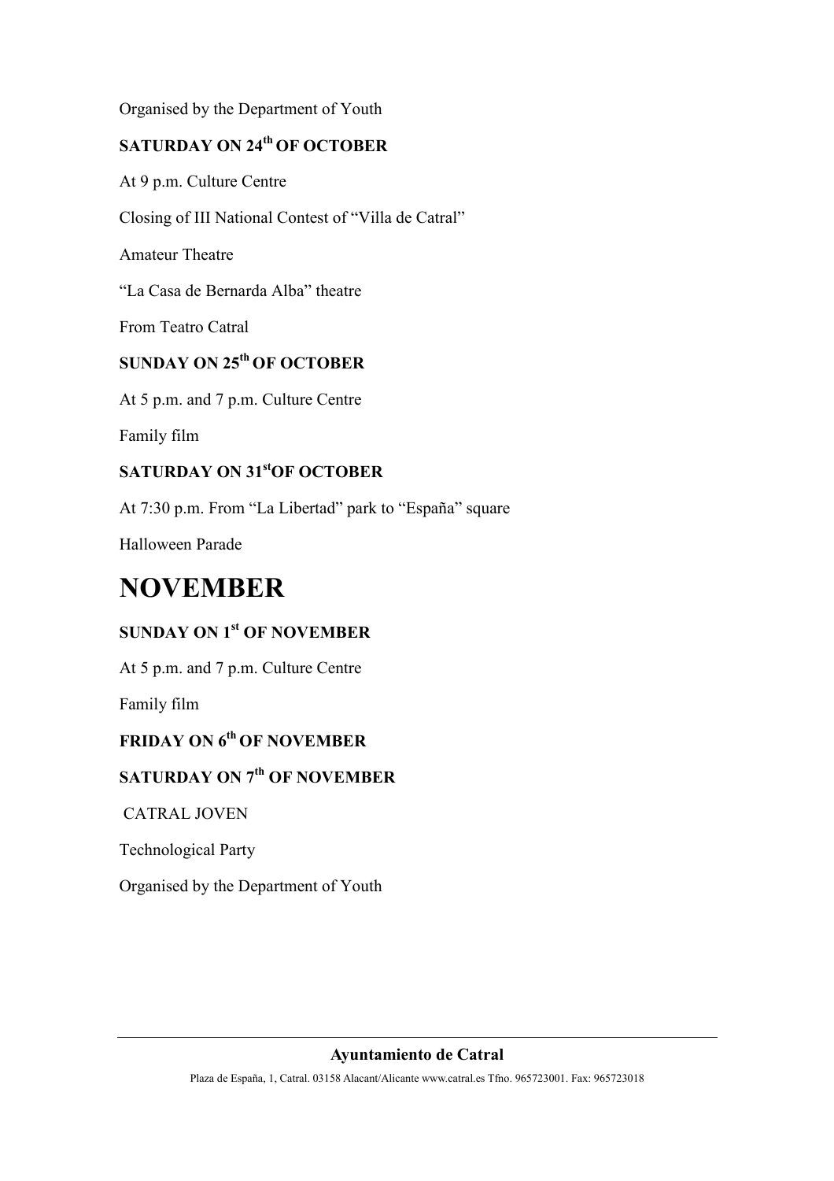Organised by the Department of Youth

**SATURDAY ON 24th OF OCTOBER**

At 9 p.m. Culture Centre

Closing of III National Contest of "Villa de Catral"

Amateur Theatre

"La Casa de Bernarda Alba" theatre

From Teatro Catral

**SUNDAY ON 25th OF OCTOBER**

At 5 p.m. and 7 p.m. Culture Centre

Family film

**SATURDAY ON 31st OF OCTOBER**

At 7:30 p.m. From "La Libertad" park to "España" square

Halloween Parade

# NOVEMBER

**SUNDAY ON 1st OF NOVEMBER**

At 5 p.m. and 7 p.m. Culture Centre

Family film

**FRIDAY ON 6th OF NOVEMBER**

**SATURDAY ON 7th OF NOVEMBER**

CATRAL JOVEN

Technological Party

Organised by the Department of Youth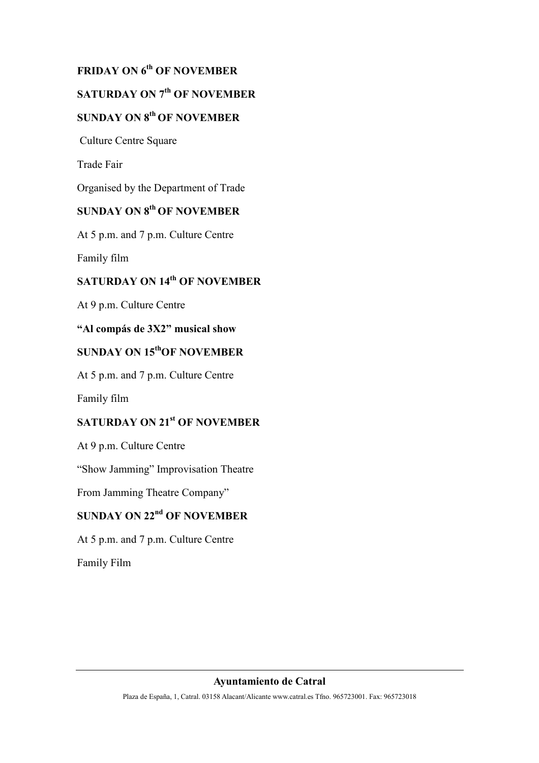**FRIDAY ON 6th OF NOVEMBER**

**SATURDAY ON 7th OF NOVEMBER**

**SUNDAY ON 8th OF NOVEMBER**

Culture Centre Square

Trade Fair

Organised by the Department of Trade

**SUNDAY ON 8th OF NOVEMBER**

At 5 p.m. and 7 p.m. Culture Centre

Family film

**SATURDAY ON 14th OF NOVEMBER**

At 9 p.m. Culture Centre

**"Al compás de 3X2" musical show**

**SUNDAY ON 15thOF NOVEMBER**

At 5 p.m. and 7 p.m. Culture Centre

Family film

**SATURDAY ON 21st OF NOVEMBER**

At 9 p.m. Culture Centre

"Show Jamming" Improvisation Theatre

From Jamming Theatre Company"

**SUNDAY ON 22nd OF NOVEMBER**

At 5 p.m. and 7 p.m. Culture Centre

Family Film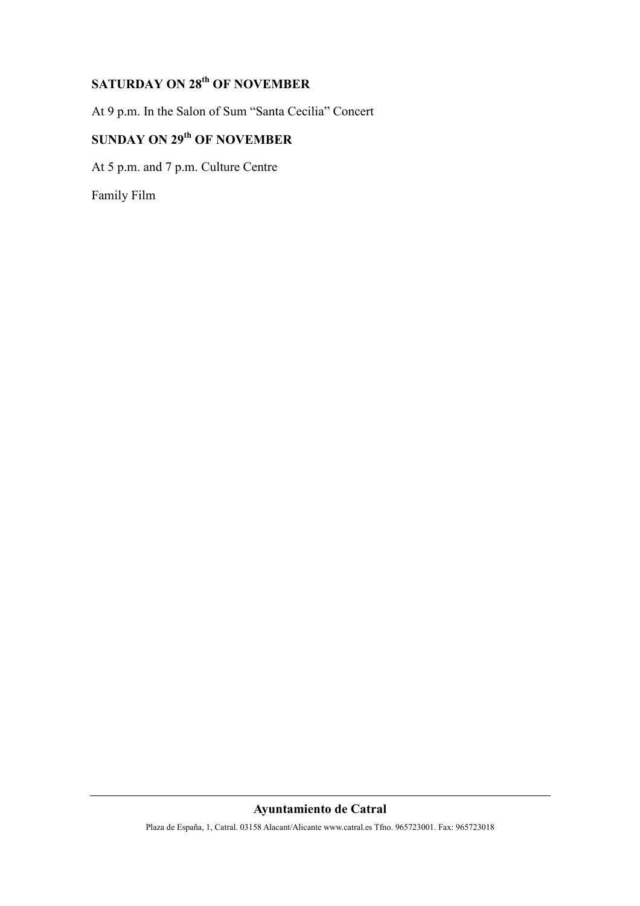**SATURDAY ON 28th OF NOVEMBER**

At 9 p.m. In the Salon of Sum "Santa Cecilia" Concert

**SUNDAY ON 29th OF NOVEMBER**

At 5 p.m. and 7 p.m. Culture Centre

Family Film